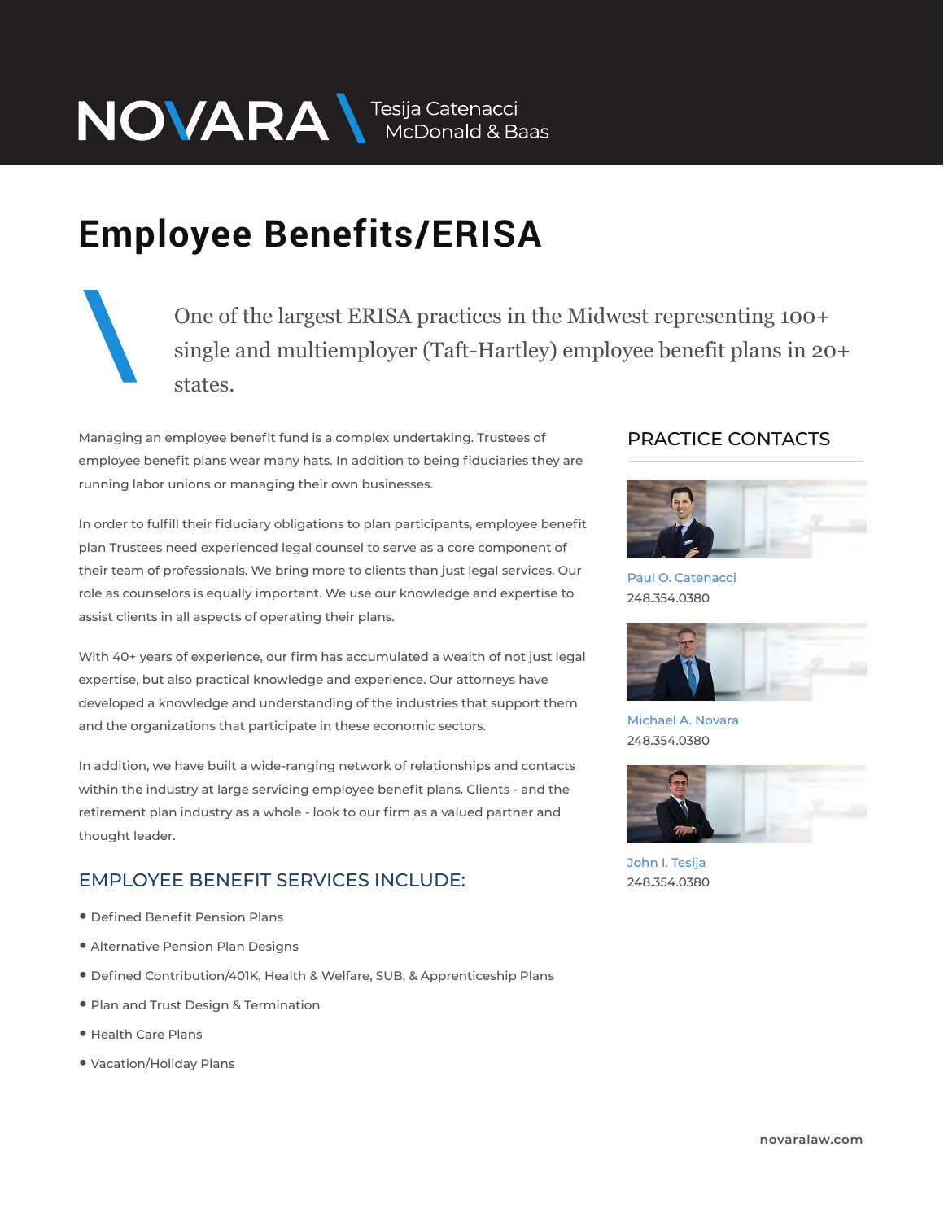NOVARA \ Tesija Catenacci McDonald & Baas

# Employee Benefits/ERISA

One of the largest ERISA practices in the Midwest representing 100+ single and multiemployer (Taft-Hartley) employee benefit plans in 20+ states.

Managing an employee benefit fund is a complex undertaking. Trustees of employee benefit plans wear many hats. In addition to being fiduciaries they are running labor unions or managing their own businesses.

In order to fulfill their fiduciary obligations to plan participants, employee benefit plan Trustees need experienced legal counsel to serve as a core component of their team of professionals. We bring more to clients than just legal services. Our role as counselors is equally important. We use our knowledge and expertise to assist clients in all aspects of operating their plans.

With 40+ years of experience, our firm has accumulated a wealth of not just legal expertise, but also practical knowledge and experience. Our attorneys have developed a knowledge and understanding of the industries that support them and the organizations that participate in these economic sectors.

In addition, we have built a wide-ranging network of relationships and contacts within the industry at large servicing employee benefit plans. Clients - and the retirement plan industry as a whole - look to our firm as a valued partner and thought leader.

## EMPLOYEE BENEFIT SERVICES INCLUDE:

- Defined Benefit Pension Plans
- Alternative Pension Plan Designs
- Defined Contribution/401K, Health & Welfare, SUB, & Apprenticeship Plans
- Plan and Trust Design & Termination
- Health Care Plans
- Vacation/Holiday Plans

## PRACTICE CONTACTS

Paul O. Catenacci
248.354.0380

Michael A. Novara
248.354.0380

John I. Tesija
248.354.0380

novaralaw.com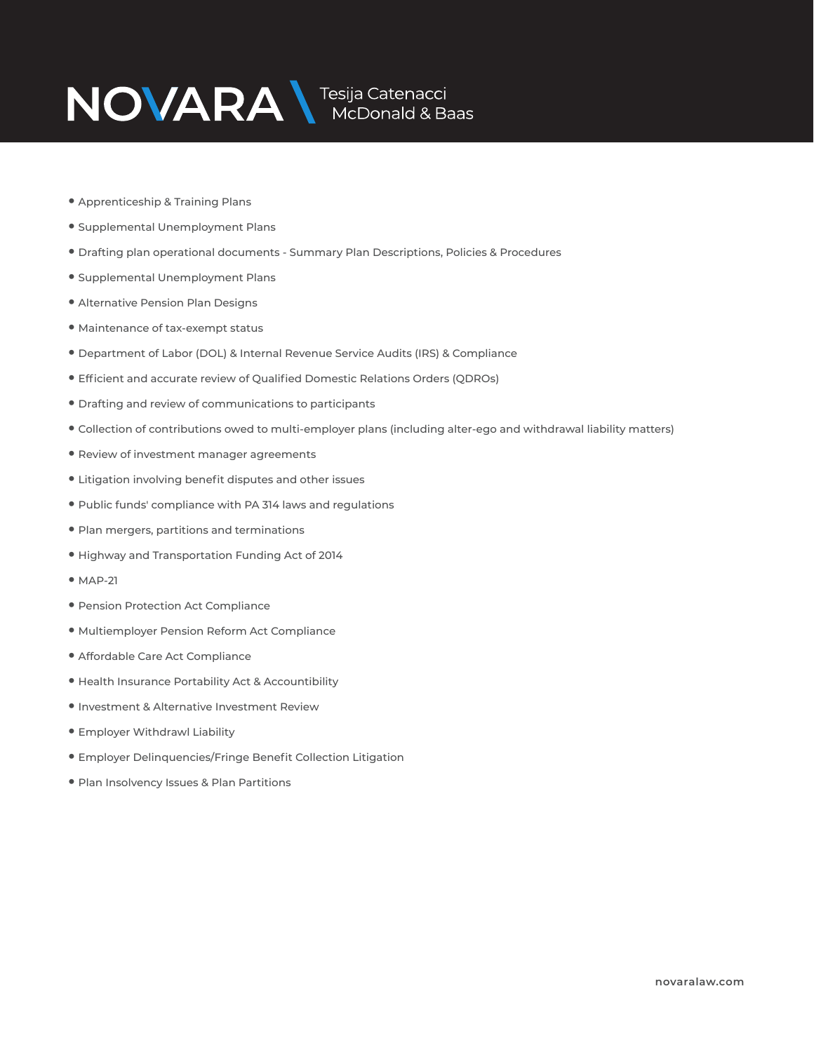# NOVARA \ Tesija Catenacci McDonald & Baas

- Apprenticeship & Training Plans
- Supplemental Unemployment Plans
- Drafting plan operational documents - Summary Plan Descriptions, Policies & Procedures
- Supplemental Unemployment Plans
- Alternative Pension Plan Designs
- Maintenance of tax-exempt status
- Department of Labor (DOL) & Internal Revenue Service Audits (IRS) & Compliance
- Efficient and accurate review of Qualified Domestic Relations Orders (QDROs)
- Drafting and review of communications to participants
- Collection of contributions owed to multi-employer plans (including alter-ego and withdrawal liability matters)
- Review of investment manager agreements
- Litigation involving benefit disputes and other issues
- Public funds' compliance with PA 314 laws and regulations
- Plan mergers, partitions and terminations
- Highway and Transportation Funding Act of 2014
- MAP-21
- Pension Protection Act Compliance
- Multiemployer Pension Reform Act Compliance
- Affordable Care Act Compliance
- Health Insurance Portability Act & Accountibility
- Investment & Alternative Investment Review
- Employer Withdrawl Liability
- Employer Delinquencies/Fringe Benefit Collection Litigation
- Plan Insolvency Issues & Plan Partitions

novaralaw.com